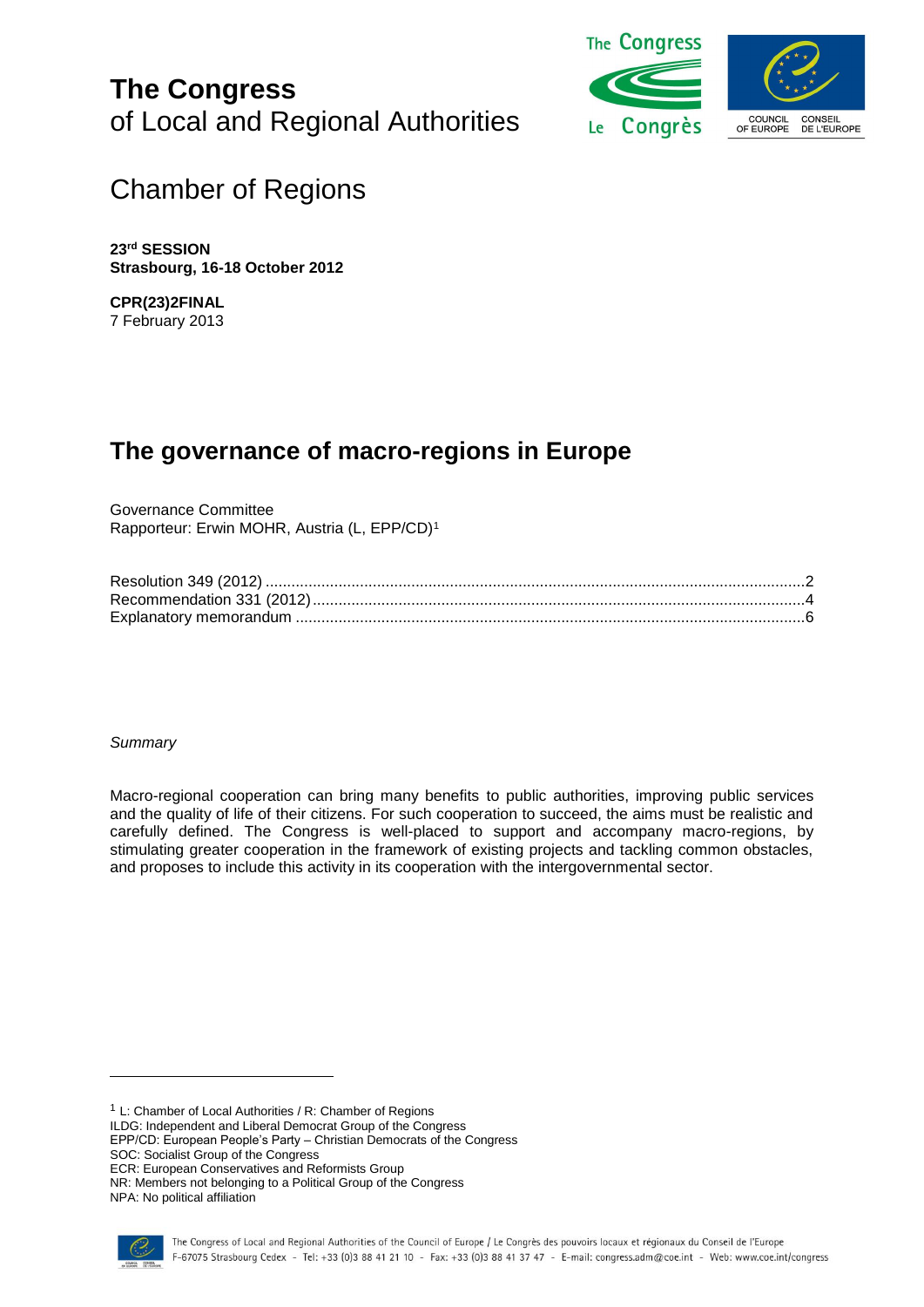# The Congress
of Local and Regional Authorities

## Chamber of Regions

**23rd SESSION**
**Strasbourg, 16-18 October 2012**

**CPR(23)2FINAL**
7 February 2013

# The governance of macro-regions in Europe

Governance Committee
Rapporteur: Erwin MOHR, Austria (L, EPP/CD)[1]

Resolution 349 (2012) ....................................................................................................................2
Recommendation 331 (2012) ..........................................................................................................4
Explanatory memorandum ..............................................................................................................6

*Summary*

Macro-regional cooperation can bring many benefits to public authorities, improving public services and the quality of life of their citizens. For such cooperation to succeed, the aims must be realistic and carefully defined. The Congress is well-placed to support and accompany macro-regions, by stimulating greater cooperation in the framework of existing projects and tackling common obstacles, and proposes to include this activity in its cooperation with the intergovernmental sector.

[1] L: Chamber of Local Authorities / R: Chamber of Regions
ILDG: Independent and Liberal Democrat Group of the Congress
EPP/CD: European People's Party – Christian Democrats of the Congress
SOC: Socialist Group of the Congress
ECR: European Conservatives and Reformists Group
NR: Members not belonging to a Political Group of the Congress
NPA: No political affiliation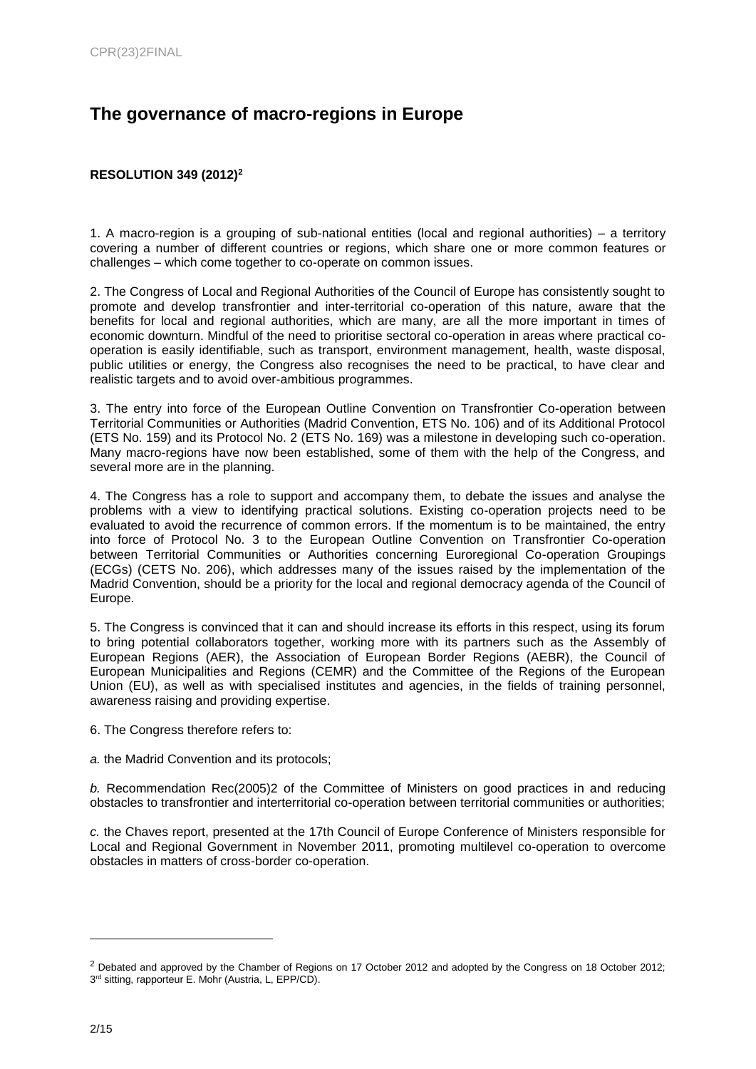# The governance of macro-regions in Europe

**RESOLUTION 349 (2012)[2]**

1. A macro-region is a grouping of sub-national entities (local and regional authorities) – a territory covering a number of different countries or regions, which share one or more common features or challenges – which come together to co-operate on common issues.

2. The Congress of Local and Regional Authorities of the Council of Europe has consistently sought to promote and develop transfrontier and inter-territorial co-operation of this nature, aware that the benefits for local and regional authorities, which are many, are all the more important in times of economic downturn. Mindful of the need to prioritise sectoral co-operation in areas where practical co-operation is easily identifiable, such as transport, environment management, health, waste disposal, public utilities or energy, the Congress also recognises the need to be practical, to have clear and realistic targets and to avoid over-ambitious programmes.

3. The entry into force of the European Outline Convention on Transfrontier Co-operation between Territorial Communities or Authorities (Madrid Convention, ETS No. 106) and of its Additional Protocol (ETS No. 159) and its Protocol No. 2 (ETS No. 169) was a milestone in developing such co-operation. Many macro-regions have now been established, some of them with the help of the Congress, and several more are in the planning.

4. The Congress has a role to support and accompany them, to debate the issues and analyse the problems with a view to identifying practical solutions. Existing co-operation projects need to be evaluated to avoid the recurrence of common errors. If the momentum is to be maintained, the entry into force of Protocol No. 3 to the European Outline Convention on Transfrontier Co-operation between Territorial Communities or Authorities concerning Euroregional Co-operation Groupings (ECGs) (CETS No. 206), which addresses many of the issues raised by the implementation of the Madrid Convention, should be a priority for the local and regional democracy agenda of the Council of Europe.

5. The Congress is convinced that it can and should increase its efforts in this respect, using its forum to bring potential collaborators together, working more with its partners such as the Assembly of European Regions (AER), the Association of European Border Regions (AEBR), the Council of European Municipalities and Regions (CEMR) and the Committee of the Regions of the European Union (EU), as well as with specialised institutes and agencies, in the fields of training personnel, awareness raising and providing expertise.

6. The Congress therefore refers to:

*a.* the Madrid Convention and its protocols;

*b.* Recommendation Rec(2005)2 of the Committee of Ministers on good practices in and reducing obstacles to transfrontier and interterritorial co-operation between territorial communities or authorities;

*c.* the Chaves report, presented at the 17th Council of Europe Conference of Ministers responsible for Local and Regional Government in November 2011, promoting multilevel co-operation to overcome obstacles in matters of cross-border co-operation.

---

[2] Debated and approved by the Chamber of Regions on 17 October 2012 and adopted by the Congress on 18 October 2012; 3rd sitting, rapporteur E. Mohr (Austria, L, EPP/CD).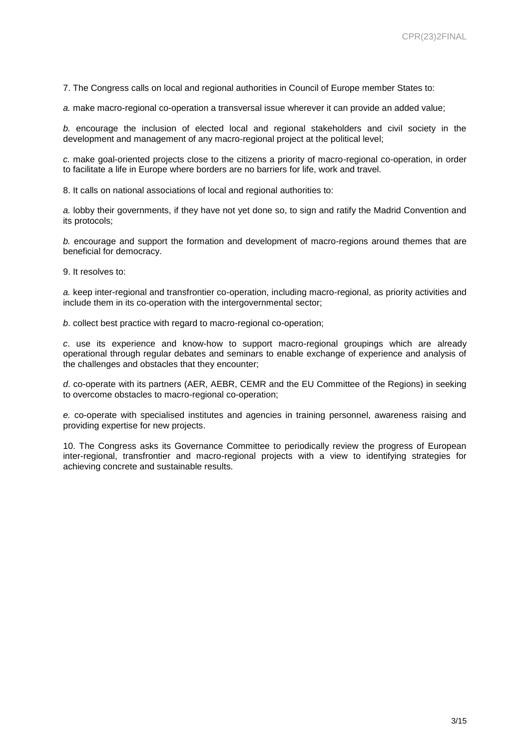7. The Congress calls on local and regional authorities in Council of Europe member States to:

*a.* make macro-regional co-operation a transversal issue wherever it can provide an added value;

*b.* encourage the inclusion of elected local and regional stakeholders and civil society in the development and management of any macro-regional project at the political level;

*c.* make goal-oriented projects close to the citizens a priority of macro-regional co-operation, in order to facilitate a life in Europe where borders are no barriers for life, work and travel.

8. It calls on national associations of local and regional authorities to:

*a.* lobby their governments, if they have not yet done so, to sign and ratify the Madrid Convention and its protocols;

*b.* encourage and support the formation and development of macro-regions around themes that are beneficial for democracy.

9. It resolves to:

*a.* keep inter-regional and transfrontier co-operation, including macro-regional, as priority activities and include them in its co-operation with the intergovernmental sector;

*b*. collect best practice with regard to macro-regional co-operation;

*c*. use its experience and know-how to support macro-regional groupings which are already operational through regular debates and seminars to enable exchange of experience and analysis of the challenges and obstacles that they encounter;

*d*. co-operate with its partners (AER, AEBR, CEMR and the EU Committee of the Regions) in seeking to overcome obstacles to macro-regional co-operation;

*e.* co-operate with specialised institutes and agencies in training personnel, awareness raising and providing expertise for new projects.

10. The Congress asks its Governance Committee to periodically review the progress of European inter-regional, transfrontier and macro-regional projects with a view to identifying strategies for achieving concrete and sustainable results.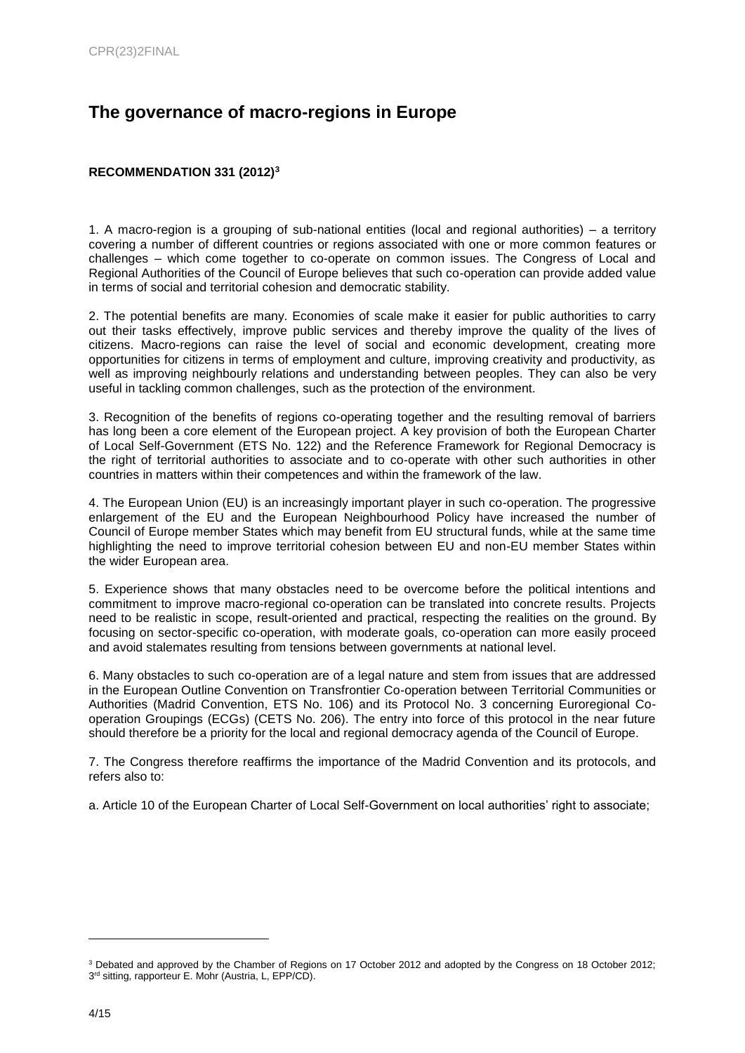# The governance of macro-regions in Europe

**RECOMMENDATION 331 (2012)[3]**

1. A macro-region is a grouping of sub-national entities (local and regional authorities) – a territory covering a number of different countries or regions associated with one or more common features or challenges – which come together to co-operate on common issues. The Congress of Local and Regional Authorities of the Council of Europe believes that such co-operation can provide added value in terms of social and territorial cohesion and democratic stability.

2. The potential benefits are many. Economies of scale make it easier for public authorities to carry out their tasks effectively, improve public services and thereby improve the quality of the lives of citizens. Macro-regions can raise the level of social and economic development, creating more opportunities for citizens in terms of employment and culture, improving creativity and productivity, as well as improving neighbourly relations and understanding between peoples. They can also be very useful in tackling common challenges, such as the protection of the environment.

3. Recognition of the benefits of regions co-operating together and the resulting removal of barriers has long been a core element of the European project. A key provision of both the European Charter of Local Self-Government (ETS No. 122) and the Reference Framework for Regional Democracy is the right of territorial authorities to associate and to co-operate with other such authorities in other countries in matters within their competences and within the framework of the law.

4. The European Union (EU) is an increasingly important player in such co-operation. The progressive enlargement of the EU and the European Neighbourhood Policy have increased the number of Council of Europe member States which may benefit from EU structural funds, while at the same time highlighting the need to improve territorial cohesion between EU and non-EU member States within the wider European area.

5. Experience shows that many obstacles need to be overcome before the political intentions and commitment to improve macro-regional co-operation can be translated into concrete results. Projects need to be realistic in scope, result-oriented and practical, respecting the realities on the ground. By focusing on sector-specific co-operation, with moderate goals, co-operation can more easily proceed and avoid stalemates resulting from tensions between governments at national level.

6. Many obstacles to such co-operation are of a legal nature and stem from issues that are addressed in the European Outline Convention on Transfrontier Co-operation between Territorial Communities or Authorities (Madrid Convention, ETS No. 106) and its Protocol No. 3 concerning Euroregional Co-operation Groupings (ECGs) (CETS No. 206). The entry into force of this protocol in the near future should therefore be a priority for the local and regional democracy agenda of the Council of Europe.

7. The Congress therefore reaffirms the importance of the Madrid Convention and its protocols, and refers also to:

a. Article 10 of the European Charter of Local Self-Government on local authorities' right to associate;

[3] Debated and approved by the Chamber of Regions on 17 October 2012 and adopted by the Congress on 18 October 2012; 3rd sitting, rapporteur E. Mohr (Austria, L, EPP/CD).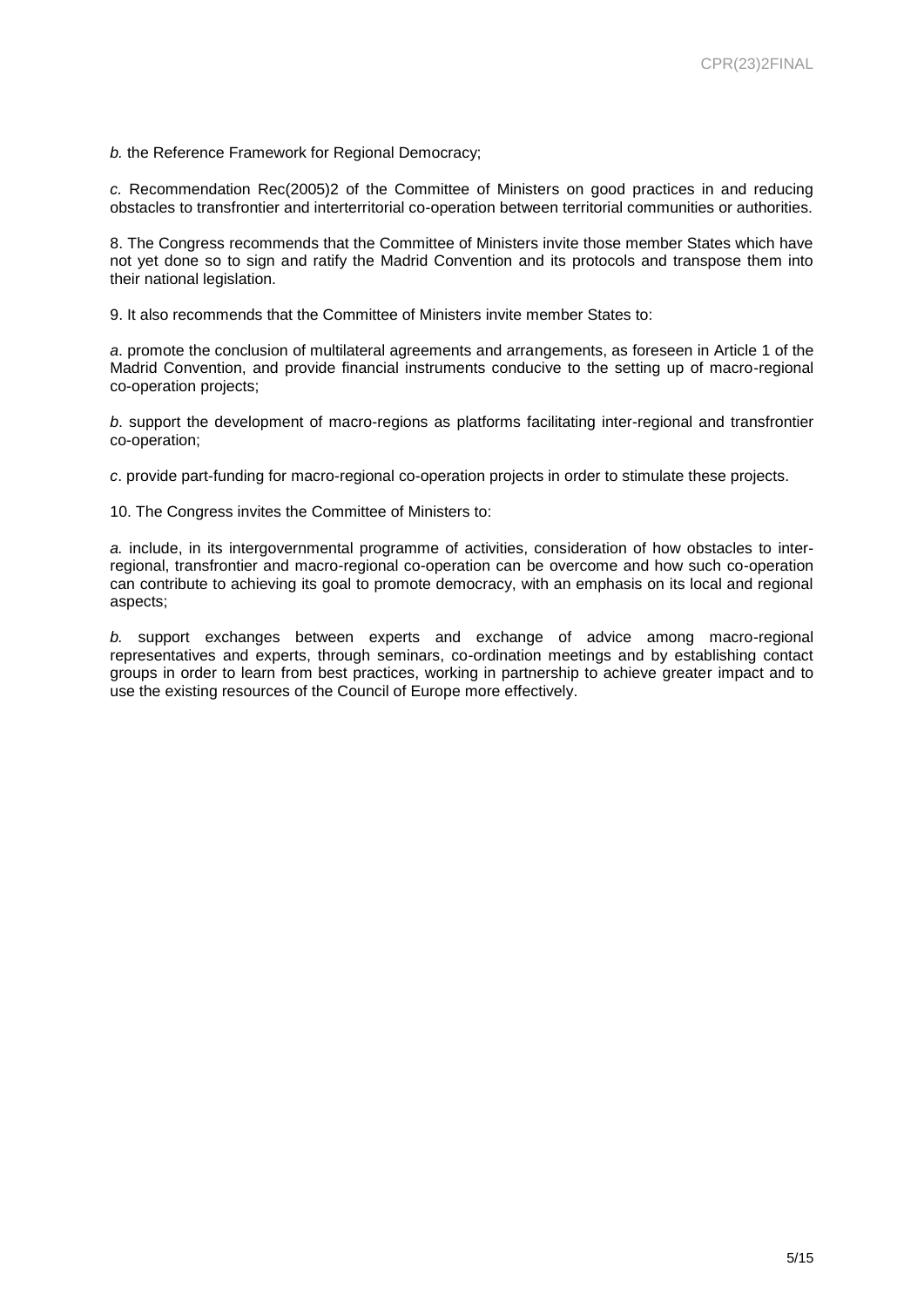*b.* the Reference Framework for Regional Democracy;

*c.* Recommendation Rec(2005)2 of the Committee of Ministers on good practices in and reducing obstacles to transfrontier and interterritorial co-operation between territorial communities or authorities.

8. The Congress recommends that the Committee of Ministers invite those member States which have not yet done so to sign and ratify the Madrid Convention and its protocols and transpose them into their national legislation.

9. It also recommends that the Committee of Ministers invite member States to:

*a*. promote the conclusion of multilateral agreements and arrangements, as foreseen in Article 1 of the Madrid Convention, and provide financial instruments conducive to the setting up of macro-regional co-operation projects;

*b*. support the development of macro-regions as platforms facilitating inter-regional and transfrontier co-operation;

*c*. provide part-funding for macro-regional co-operation projects in order to stimulate these projects.

10. The Congress invites the Committee of Ministers to:

*a.* include, in its intergovernmental programme of activities, consideration of how obstacles to inter-regional, transfrontier and macro-regional co-operation can be overcome and how such co-operation can contribute to achieving its goal to promote democracy, with an emphasis on its local and regional aspects;

*b.* support exchanges between experts and exchange of advice among macro-regional representatives and experts, through seminars, co-ordination meetings and by establishing contact groups in order to learn from best practices, working in partnership to achieve greater impact and to use the existing resources of the Council of Europe more effectively.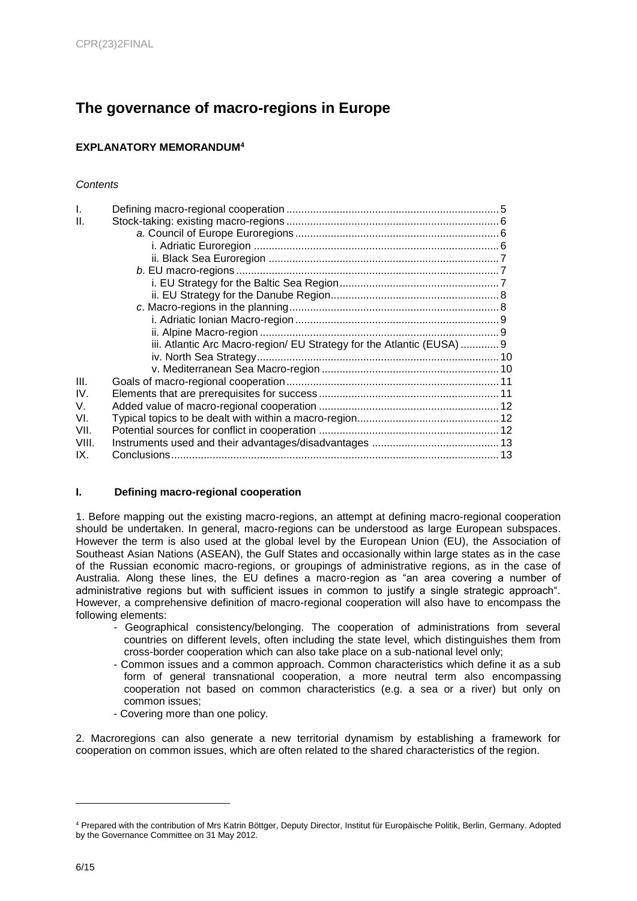# The governance of macro-regions in Europe

## EXPLANATORY MEMORANDUM[4]

*Contents*

| | | |
|---|---|---|
| I. | Defining macro-regional cooperation | 5 |
| II. | Stock-taking: existing macro-regions | 6 |
| | *a.* Council of Europe Euroregions | 6 |
| | i. Adriatic Euroregion | 6 |
| | ii. Black Sea Euroregion | 7 |
| | *b*. EU macro-regions | 7 |
| | i. EU Strategy for the Baltic Sea Region | 7 |
| | ii. EU Strategy for the Danube Region | 8 |
| | *c*. Macro-regions in the planning | 8 |
| | i. Adriatic Ionian Macro-region | 9 |
| | ii. Alpine Macro-region | 9 |
| | iii. Atlantic Arc Macro-region/ EU Strategy for the Atlantic (EUSA) | 9 |
| | iv. North Sea Strategy | 10 |
| | v. Mediterranean Sea Macro-region | 10 |
| III. | Goals of macro-regional cooperation | 11 |
| IV. | Elements that are prerequisites for success | 11 |
| V. | Added value of macro-regional cooperation | 12 |
| VI. | Typical topics to be dealt with within a macro-region | 12 |
| VII. | Potential sources for conflict in cooperation | 12 |
| VIII. | Instruments used and their advantages/disadvantages | 13 |
| IX. | Conclusions | 13 |

### I. Defining macro-regional cooperation

1. Before mapping out the existing macro-regions, an attempt at defining macro-regional cooperation should be undertaken. In general, macro-regions can be understood as large European subspaces. However the term is also used at the global level by the European Union (EU), the Association of Southeast Asian Nations (ASEAN), the Gulf States and occasionally within large states as in the case of the Russian economic macro-regions, or groupings of administrative regions, as in the case of Australia. Along these lines, the EU defines a macro-region as "an area covering a number of administrative regions but with sufficient issues in common to justify a single strategic approach". However, a comprehensive definition of macro-regional cooperation will also have to encompass the following elements:

- Geographical consistency/belonging. The cooperation of administrations from several countries on different levels, often including the state level, which distinguishes them from cross-border cooperation which can also take place on a sub-national level only;
- Common issues and a common approach. Common characteristics which define it as a sub form of general transnational cooperation, a more neutral term also encompassing cooperation not based on common characteristics (e.g. a sea or a river) but only on common issues;
- Covering more than one policy.

2. Macroregions can also generate a new territorial dynamism by establishing a framework for cooperation on common issues, which are often related to the shared characteristics of the region.

---

[4] Prepared with the contribution of Mrs Katrin Böttger, Deputy Director, Institut für Europäische Politik, Berlin, Germany. Adopted by the Governance Committee on 31 May 2012.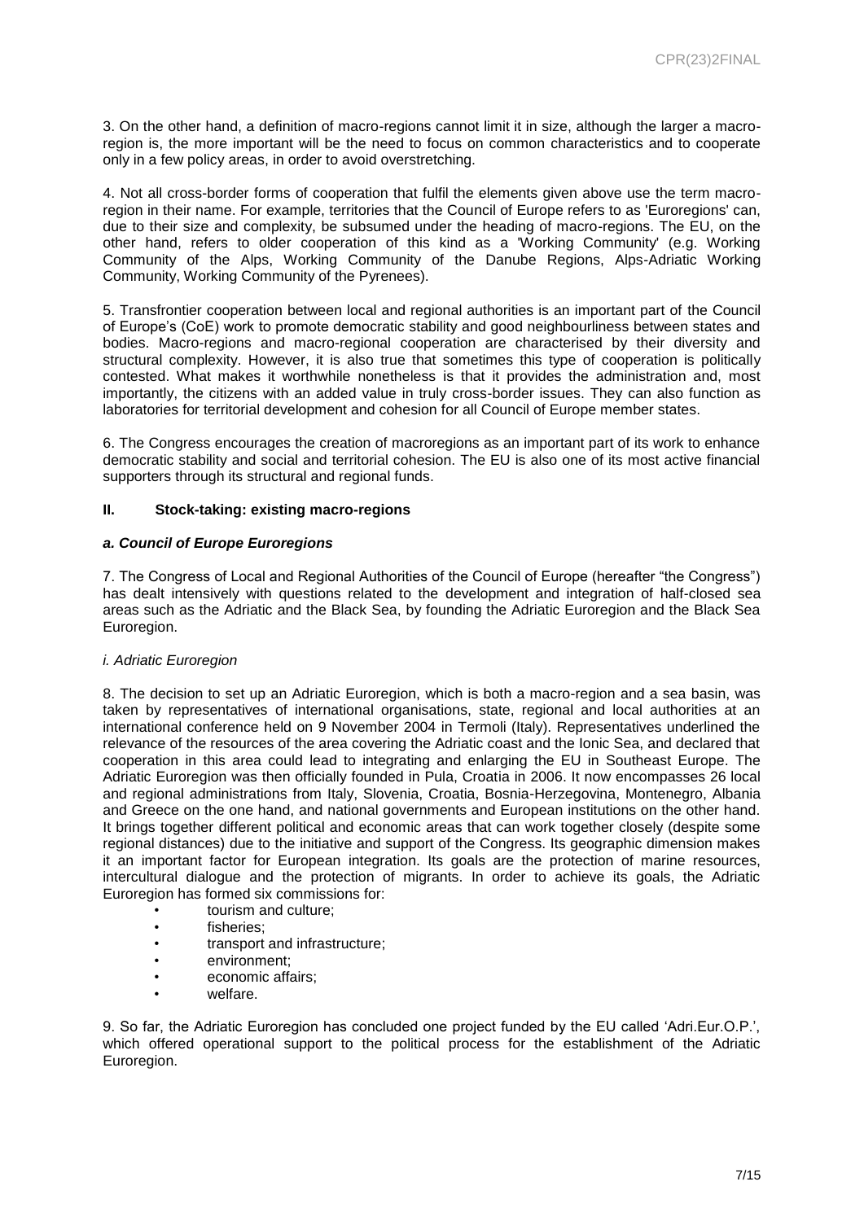3. On the other hand, a definition of macro-regions cannot limit it in size, although the larger a macro-region is, the more important will be the need to focus on common characteristics and to cooperate only in a few policy areas, in order to avoid overstretching.

4. Not all cross-border forms of cooperation that fulfil the elements given above use the term macro-region in their name. For example, territories that the Council of Europe refers to as 'Euroregions' can, due to their size and complexity, be subsumed under the heading of macro-regions. The EU, on the other hand, refers to older cooperation of this kind as a 'Working Community' (e.g. Working Community of the Alps, Working Community of the Danube Regions, Alps-Adriatic Working Community, Working Community of the Pyrenees).

5. Transfrontier cooperation between local and regional authorities is an important part of the Council of Europe's (CoE) work to promote democratic stability and good neighbourliness between states and bodies. Macro-regions and macro-regional cooperation are characterised by their diversity and structural complexity. However, it is also true that sometimes this type of cooperation is politically contested. What makes it worthwhile nonetheless is that it provides the administration and, most importantly, the citizens with an added value in truly cross-border issues. They can also function as laboratories for territorial development and cohesion for all Council of Europe member states.

6. The Congress encourages the creation of macroregions as an important part of its work to enhance democratic stability and social and territorial cohesion. The EU is also one of its most active financial supporters through its structural and regional funds.

## II. Stock-taking: existing macro-regions

### *a. Council of Europe Euroregions*

7. The Congress of Local and Regional Authorities of the Council of Europe (hereafter "the Congress") has dealt intensively with questions related to the development and integration of half-closed sea areas such as the Adriatic and the Black Sea, by founding the Adriatic Euroregion and the Black Sea Euroregion.

#### *i. Adriatic Euroregion*

8. The decision to set up an Adriatic Euroregion, which is both a macro-region and a sea basin, was taken by representatives of international organisations, state, regional and local authorities at an international conference held on 9 November 2004 in Termoli (Italy). Representatives underlined the relevance of the resources of the area covering the Adriatic coast and the Ionic Sea, and declared that cooperation in this area could lead to integrating and enlarging the EU in Southeast Europe. The Adriatic Euroregion was then officially founded in Pula, Croatia in 2006. It now encompasses 26 local and regional administrations from Italy, Slovenia, Croatia, Bosnia-Herzegovina, Montenegro, Albania and Greece on the one hand, and national governments and European institutions on the other hand. It brings together different political and economic areas that can work together closely (despite some regional distances) due to the initiative and support of the Congress. Its geographic dimension makes it an important factor for European integration. Its goals are the protection of marine resources, intercultural dialogue and the protection of migrants. In order to achieve its goals, the Adriatic Euroregion has formed six commissions for:

- tourism and culture;
- fisheries;
- transport and infrastructure;
- environment;
- economic affairs;
- welfare.

9. So far, the Adriatic Euroregion has concluded one project funded by the EU called 'Adri.Eur.O.P.', which offered operational support to the political process for the establishment of the Adriatic Euroregion.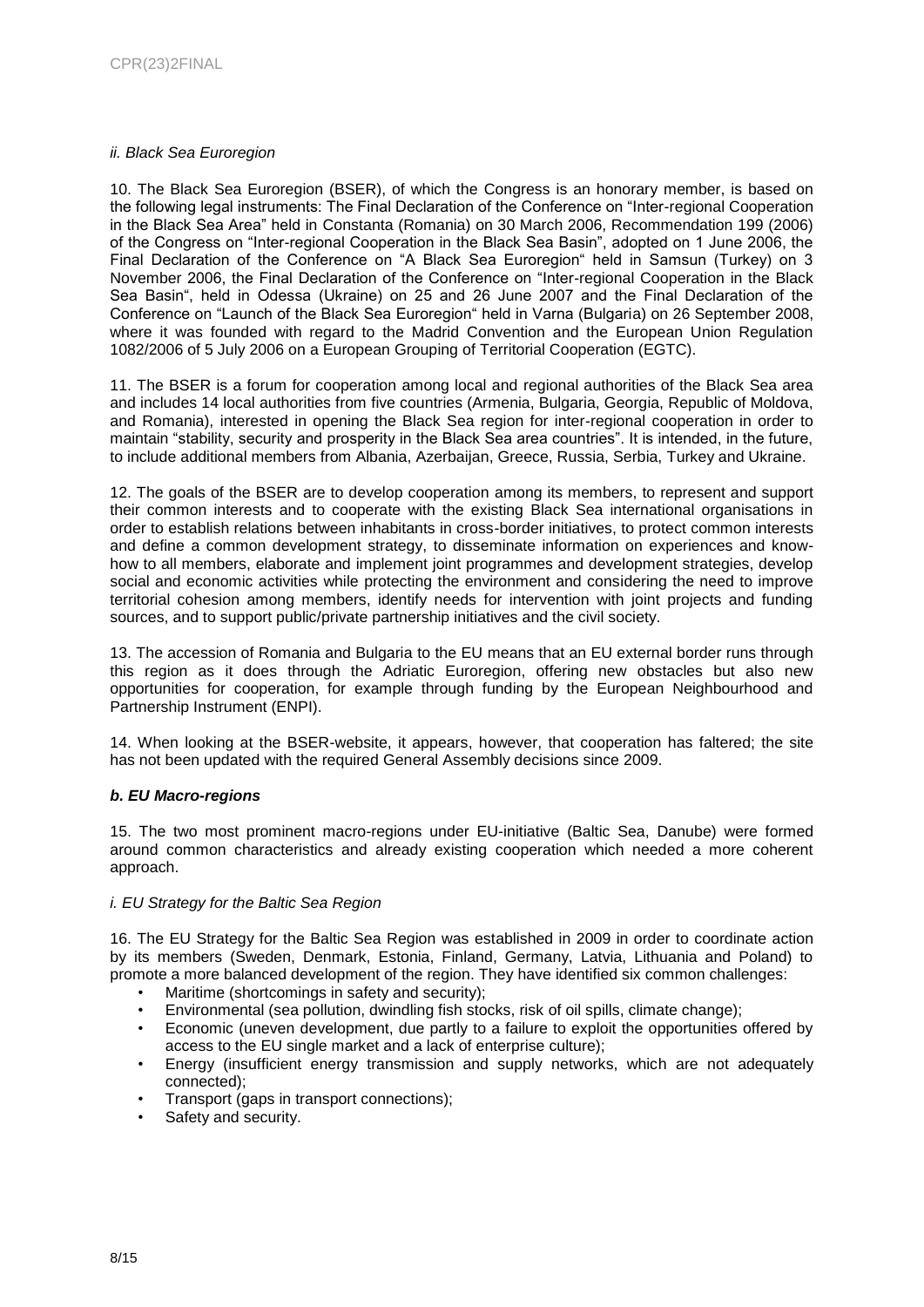*ii. Black Sea Euroregion*

10. The Black Sea Euroregion (BSER), of which the Congress is an honorary member, is based on the following legal instruments: The Final Declaration of the Conference on "Inter-regional Cooperation in the Black Sea Area" held in Constanta (Romania) on 30 March 2006, Recommendation 199 (2006) of the Congress on "Inter-regional Cooperation in the Black Sea Basin", adopted on 1 June 2006, the Final Declaration of the Conference on "A Black Sea Euroregion" held in Samsun (Turkey) on 3 November 2006, the Final Declaration of the Conference on "Inter-regional Cooperation in the Black Sea Basin", held in Odessa (Ukraine) on 25 and 26 June 2007 and the Final Declaration of the Conference on "Launch of the Black Sea Euroregion" held in Varna (Bulgaria) on 26 September 2008, where it was founded with regard to the Madrid Convention and the European Union Regulation 1082/2006 of 5 July 2006 on a European Grouping of Territorial Cooperation (EGTC).

11. The BSER is a forum for cooperation among local and regional authorities of the Black Sea area and includes 14 local authorities from five countries (Armenia, Bulgaria, Georgia, Republic of Moldova, and Romania), interested in opening the Black Sea region for inter-regional cooperation in order to maintain "stability, security and prosperity in the Black Sea area countries". It is intended, in the future, to include additional members from Albania, Azerbaijan, Greece, Russia, Serbia, Turkey and Ukraine.

12. The goals of the BSER are to develop cooperation among its members, to represent and support their common interests and to cooperate with the existing Black Sea international organisations in order to establish relations between inhabitants in cross-border initiatives, to protect common interests and define a common development strategy, to disseminate information on experiences and know-how to all members, elaborate and implement joint programmes and development strategies, develop social and economic activities while protecting the environment and considering the need to improve territorial cohesion among members, identify needs for intervention with joint projects and funding sources, and to support public/private partnership initiatives and the civil society.

13. The accession of Romania and Bulgaria to the EU means that an EU external border runs through this region as it does through the Adriatic Euroregion, offering new obstacles but also new opportunities for cooperation, for example through funding by the European Neighbourhood and Partnership Instrument (ENPI).

14. When looking at the BSER-website, it appears, however, that cooperation has faltered; the site has not been updated with the required General Assembly decisions since 2009.

### *b. EU Macro-regions*

15. The two most prominent macro-regions under EU-initiative (Baltic Sea, Danube) were formed around common characteristics and already existing cooperation which needed a more coherent approach.

*i. EU Strategy for the Baltic Sea Region*

16. The EU Strategy for the Baltic Sea Region was established in 2009 in order to coordinate action by its members (Sweden, Denmark, Estonia, Finland, Germany, Latvia, Lithuania and Poland) to promote a more balanced development of the region. They have identified six common challenges:

- Maritime (shortcomings in safety and security);
- Environmental (sea pollution, dwindling fish stocks, risk of oil spills, climate change);
- Economic (uneven development, due partly to a failure to exploit the opportunities offered by access to the EU single market and a lack of enterprise culture);
- Energy (insufficient energy transmission and supply networks, which are not adequately connected);
- Transport (gaps in transport connections);
- Safety and security.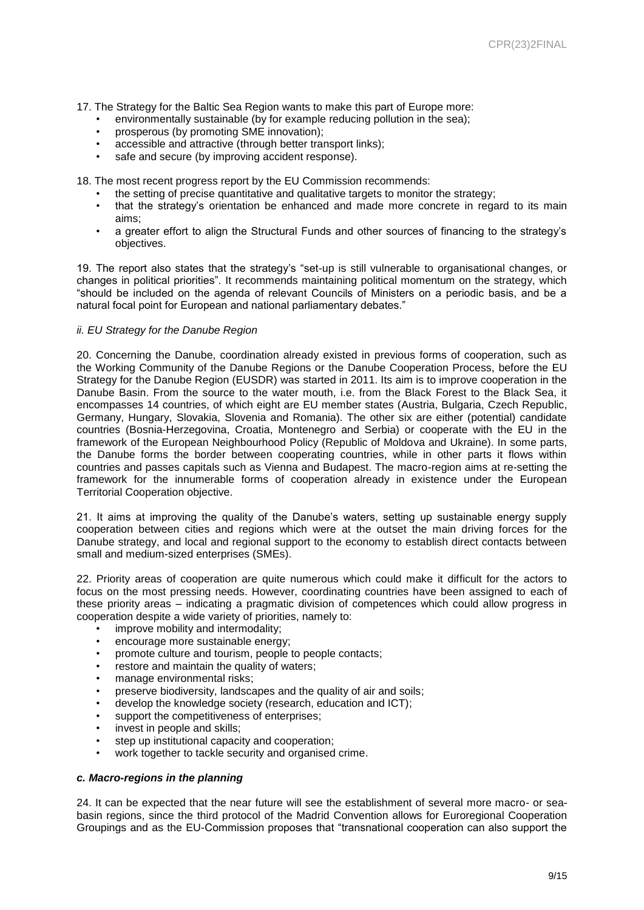17. The Strategy for the Baltic Sea Region wants to make this part of Europe more:

- environmentally sustainable (by for example reducing pollution in the sea);
- prosperous (by promoting SME innovation);
- accessible and attractive (through better transport links);
- safe and secure (by improving accident response).

18. The most recent progress report by the EU Commission recommends:

- the setting of precise quantitative and qualitative targets to monitor the strategy;
- that the strategy's orientation be enhanced and made more concrete in regard to its main aims;
- a greater effort to align the Structural Funds and other sources of financing to the strategy's objectives.

19. The report also states that the strategy's "set-up is still vulnerable to organisational changes, or changes in political priorities". It recommends maintaining political momentum on the strategy, which "should be included on the agenda of relevant Councils of Ministers on a periodic basis, and be a natural focal point for European and national parliamentary debates."

*ii. EU Strategy for the Danube Region*

20. Concerning the Danube, coordination already existed in previous forms of cooperation, such as the Working Community of the Danube Regions or the Danube Cooperation Process, before the EU Strategy for the Danube Region (EUSDR) was started in 2011. Its aim is to improve cooperation in the Danube Basin. From the source to the water mouth, i.e. from the Black Forest to the Black Sea, it encompasses 14 countries, of which eight are EU member states (Austria, Bulgaria, Czech Republic, Germany, Hungary, Slovakia, Slovenia and Romania). The other six are either (potential) candidate countries (Bosnia-Herzegovina, Croatia, Montenegro and Serbia) or cooperate with the EU in the framework of the European Neighbourhood Policy (Republic of Moldova and Ukraine). In some parts, the Danube forms the border between cooperating countries, while in other parts it flows within countries and passes capitals such as Vienna and Budapest. The macro-region aims at re-setting the framework for the innumerable forms of cooperation already in existence under the European Territorial Cooperation objective.

21. It aims at improving the quality of the Danube's waters, setting up sustainable energy supply cooperation between cities and regions which were at the outset the main driving forces for the Danube strategy, and local and regional support to the economy to establish direct contacts between small and medium-sized enterprises (SMEs).

22. Priority areas of cooperation are quite numerous which could make it difficult for the actors to focus on the most pressing needs. However, coordinating countries have been assigned to each of these priority areas – indicating a pragmatic division of competences which could allow progress in cooperation despite a wide variety of priorities, namely to:

- improve mobility and intermodality;
- encourage more sustainable energy;
- promote culture and tourism, people to people contacts;
- restore and maintain the quality of waters;
- manage environmental risks;
- preserve biodiversity, landscapes and the quality of air and soils;
- develop the knowledge society (research, education and ICT);
- support the competitiveness of enterprises;
- invest in people and skills;
- step up institutional capacity and cooperation;
- work together to tackle security and organised crime.

### *c. Macro-regions in the planning*

24. It can be expected that the near future will see the establishment of several more macro- or sea-basin regions, since the third protocol of the Madrid Convention allows for Euroregional Cooperation Groupings and as the EU-Commission proposes that "transnational cooperation can also support the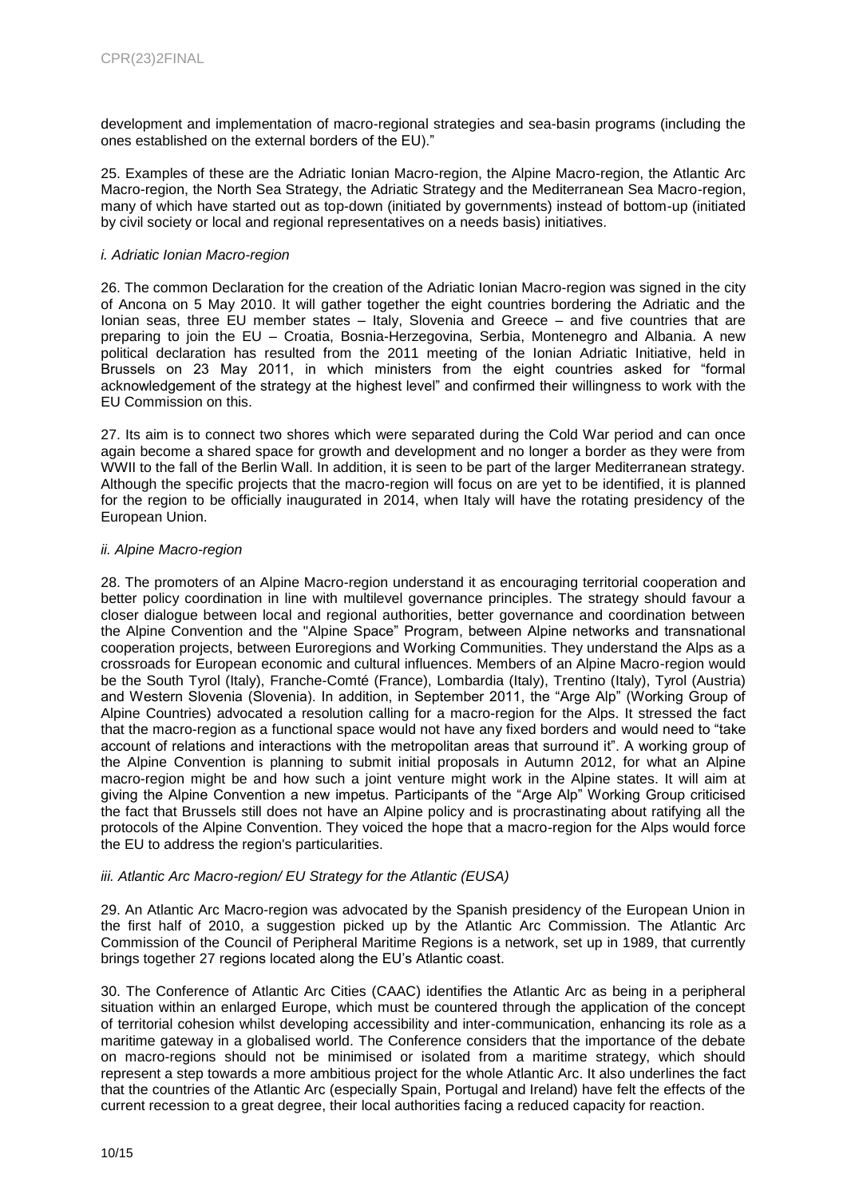development and implementation of macro-regional strategies and sea-basin programs (including the ones established on the external borders of the EU)."

25. Examples of these are the Adriatic Ionian Macro-region, the Alpine Macro-region, the Atlantic Arc Macro-region, the North Sea Strategy, the Adriatic Strategy and the Mediterranean Sea Macro-region, many of which have started out as top-down (initiated by governments) instead of bottom-up (initiated by civil society or local and regional representatives on a needs basis) initiatives.

*i. Adriatic Ionian Macro-region*

26. The common Declaration for the creation of the Adriatic Ionian Macro-region was signed in the city of Ancona on 5 May 2010. It will gather together the eight countries bordering the Adriatic and the Ionian seas, three EU member states – Italy, Slovenia and Greece – and five countries that are preparing to join the EU – Croatia, Bosnia-Herzegovina, Serbia, Montenegro and Albania. A new political declaration has resulted from the 2011 meeting of the Ionian Adriatic Initiative, held in Brussels on 23 May 2011, in which ministers from the eight countries asked for "formal acknowledgement of the strategy at the highest level" and confirmed their willingness to work with the EU Commission on this.

27. Its aim is to connect two shores which were separated during the Cold War period and can once again become a shared space for growth and development and no longer a border as they were from WWII to the fall of the Berlin Wall. In addition, it is seen to be part of the larger Mediterranean strategy. Although the specific projects that the macro-region will focus on are yet to be identified, it is planned for the region to be officially inaugurated in 2014, when Italy will have the rotating presidency of the European Union.

*ii. Alpine Macro-region*

28. The promoters of an Alpine Macro-region understand it as encouraging territorial cooperation and better policy coordination in line with multilevel governance principles. The strategy should favour a closer dialogue between local and regional authorities, better governance and coordination between the Alpine Convention and the "Alpine Space" Program, between Alpine networks and transnational cooperation projects, between Euroregions and Working Communities. They understand the Alps as a crossroads for European economic and cultural influences. Members of an Alpine Macro-region would be the South Tyrol (Italy), Franche-Comté (France), Lombardia (Italy), Trentino (Italy), Tyrol (Austria) and Western Slovenia (Slovenia). In addition, in September 2011, the "Arge Alp" (Working Group of Alpine Countries) advocated a resolution calling for a macro-region for the Alps. It stressed the fact that the macro-region as a functional space would not have any fixed borders and would need to "take account of relations and interactions with the metropolitan areas that surround it". A working group of the Alpine Convention is planning to submit initial proposals in Autumn 2012, for what an Alpine macro-region might be and how such a joint venture might work in the Alpine states. It will aim at giving the Alpine Convention a new impetus. Participants of the "Arge Alp" Working Group criticised the fact that Brussels still does not have an Alpine policy and is procrastinating about ratifying all the protocols of the Alpine Convention. They voiced the hope that a macro-region for the Alps would force the EU to address the region's particularities.

*iii. Atlantic Arc Macro-region/ EU Strategy for the Atlantic (EUSA)*

29. An Atlantic Arc Macro-region was advocated by the Spanish presidency of the European Union in the first half of 2010, a suggestion picked up by the Atlantic Arc Commission. The Atlantic Arc Commission of the Council of Peripheral Maritime Regions is a network, set up in 1989, that currently brings together 27 regions located along the EU's Atlantic coast.

30. The Conference of Atlantic Arc Cities (CAAC) identifies the Atlantic Arc as being in a peripheral situation within an enlarged Europe, which must be countered through the application of the concept of territorial cohesion whilst developing accessibility and inter-communication, enhancing its role as a maritime gateway in a globalised world. The Conference considers that the importance of the debate on macro-regions should not be minimised or isolated from a maritime strategy, which should represent a step towards a more ambitious project for the whole Atlantic Arc. It also underlines the fact that the countries of the Atlantic Arc (especially Spain, Portugal and Ireland) have felt the effects of the current recession to a great degree, their local authorities facing a reduced capacity for reaction.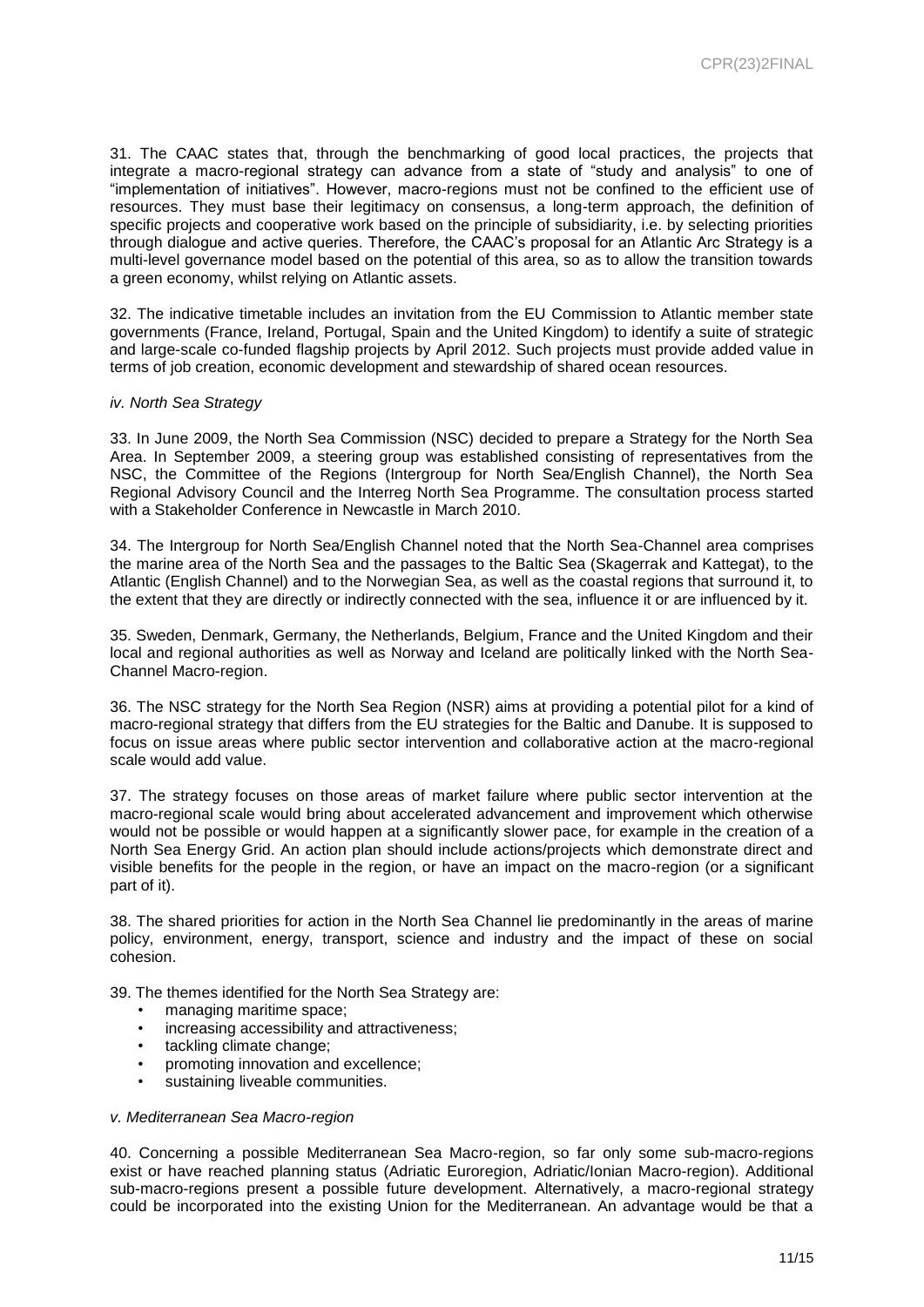31. The CAAC states that, through the benchmarking of good local practices, the projects that integrate a macro-regional strategy can advance from a state of "study and analysis" to one of "implementation of initiatives". However, macro-regions must not be confined to the efficient use of resources. They must base their legitimacy on consensus, a long-term approach, the definition of specific projects and cooperative work based on the principle of subsidiarity, i.e. by selecting priorities through dialogue and active queries. Therefore, the CAAC's proposal for an Atlantic Arc Strategy is a multi-level governance model based on the potential of this area, so as to allow the transition towards a green economy, whilst relying on Atlantic assets.

32. The indicative timetable includes an invitation from the EU Commission to Atlantic member state governments (France, Ireland, Portugal, Spain and the United Kingdom) to identify a suite of strategic and large-scale co-funded flagship projects by April 2012. Such projects must provide added value in terms of job creation, economic development and stewardship of shared ocean resources.

*iv. North Sea Strategy*

33. In June 2009, the North Sea Commission (NSC) decided to prepare a Strategy for the North Sea Area. In September 2009, a steering group was established consisting of representatives from the NSC, the Committee of the Regions (Intergroup for North Sea/English Channel), the North Sea Regional Advisory Council and the Interreg North Sea Programme. The consultation process started with a Stakeholder Conference in Newcastle in March 2010.

34. The Intergroup for North Sea/English Channel noted that the North Sea-Channel area comprises the marine area of the North Sea and the passages to the Baltic Sea (Skagerrak and Kattegat), to the Atlantic (English Channel) and to the Norwegian Sea, as well as the coastal regions that surround it, to the extent that they are directly or indirectly connected with the sea, influence it or are influenced by it.

35. Sweden, Denmark, Germany, the Netherlands, Belgium, France and the United Kingdom and their local and regional authorities as well as Norway and Iceland are politically linked with the North Sea-Channel Macro-region.

36. The NSC strategy for the North Sea Region (NSR) aims at providing a potential pilot for a kind of macro-regional strategy that differs from the EU strategies for the Baltic and Danube. It is supposed to focus on issue areas where public sector intervention and collaborative action at the macro-regional scale would add value.

37. The strategy focuses on those areas of market failure where public sector intervention at the macro-regional scale would bring about accelerated advancement and improvement which otherwise would not be possible or would happen at a significantly slower pace, for example in the creation of a North Sea Energy Grid. An action plan should include actions/projects which demonstrate direct and visible benefits for the people in the region, or have an impact on the macro-region (or a significant part of it).

38. The shared priorities for action in the North Sea Channel lie predominantly in the areas of marine policy, environment, energy, transport, science and industry and the impact of these on social cohesion.

39. The themes identified for the North Sea Strategy are:

- managing maritime space;
- increasing accessibility and attractiveness;
- tackling climate change;
- promoting innovation and excellence;
- sustaining liveable communities.

*v. Mediterranean Sea Macro-region*

40. Concerning a possible Mediterranean Sea Macro-region, so far only some sub-macro-regions exist or have reached planning status (Adriatic Euroregion, Adriatic/Ionian Macro-region). Additional sub-macro-regions present a possible future development. Alternatively, a macro-regional strategy could be incorporated into the existing Union for the Mediterranean. An advantage would be that a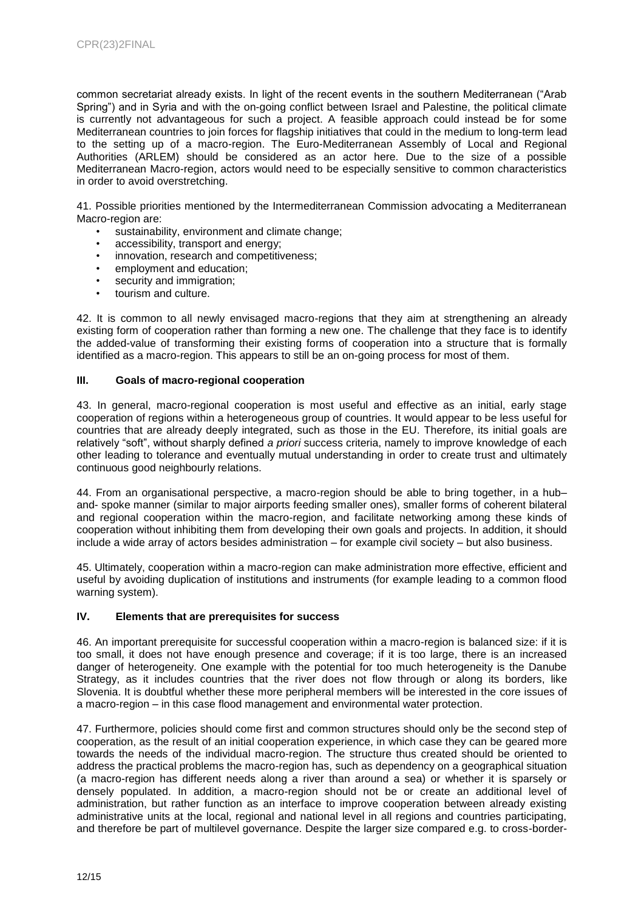common secretariat already exists. In light of the recent events in the southern Mediterranean ("Arab Spring") and in Syria and with the on-going conflict between Israel and Palestine, the political climate is currently not advantageous for such a project. A feasible approach could instead be for some Mediterranean countries to join forces for flagship initiatives that could in the medium to long-term lead to the setting up of a macro-region. The Euro-Mediterranean Assembly of Local and Regional Authorities (ARLEM) should be considered as an actor here. Due to the size of a possible Mediterranean Macro-region, actors would need to be especially sensitive to common characteristics in order to avoid overstretching.

41. Possible priorities mentioned by the Intermediterranean Commission advocating a Mediterranean Macro-region are:

- sustainability, environment and climate change;
- accessibility, transport and energy;
- innovation, research and competitiveness;
- employment and education;
- security and immigration;
- tourism and culture.

42. It is common to all newly envisaged macro-regions that they aim at strengthening an already existing form of cooperation rather than forming a new one. The challenge that they face is to identify the added-value of transforming their existing forms of cooperation into a structure that is formally identified as a macro-region. This appears to still be an on-going process for most of them.

### III. Goals of macro-regional cooperation

43. In general, macro-regional cooperation is most useful and effective as an initial, early stage cooperation of regions within a heterogeneous group of countries. It would appear to be less useful for countries that are already deeply integrated, such as those in the EU. Therefore, its initial goals are relatively "soft", without sharply defined *a priori* success criteria, namely to improve knowledge of each other leading to tolerance and eventually mutual understanding in order to create trust and ultimately continuous good neighbourly relations.

44. From an organisational perspective, a macro-region should be able to bring together, in a hub–and- spoke manner (similar to major airports feeding smaller ones), smaller forms of coherent bilateral and regional cooperation within the macro-region, and facilitate networking among these kinds of cooperation without inhibiting them from developing their own goals and projects. In addition, it should include a wide array of actors besides administration – for example civil society – but also business.

45. Ultimately, cooperation within a macro-region can make administration more effective, efficient and useful by avoiding duplication of institutions and instruments (for example leading to a common flood warning system).

### IV. Elements that are prerequisites for success

46. An important prerequisite for successful cooperation within a macro-region is balanced size: if it is too small, it does not have enough presence and coverage; if it is too large, there is an increased danger of heterogeneity. One example with the potential for too much heterogeneity is the Danube Strategy, as it includes countries that the river does not flow through or along its borders, like Slovenia. It is doubtful whether these more peripheral members will be interested in the core issues of a macro-region – in this case flood management and environmental water protection.

47. Furthermore, policies should come first and common structures should only be the second step of cooperation, as the result of an initial cooperation experience, in which case they can be geared more towards the needs of the individual macro-region. The structure thus created should be oriented to address the practical problems the macro-region has, such as dependency on a geographical situation (a macro-region has different needs along a river than around a sea) or whether it is sparsely or densely populated. In addition, a macro-region should not be or create an additional level of administration, but rather function as an interface to improve cooperation between already existing administrative units at the local, regional and national level in all regions and countries participating, and therefore be part of multilevel governance. Despite the larger size compared e.g. to cross-border-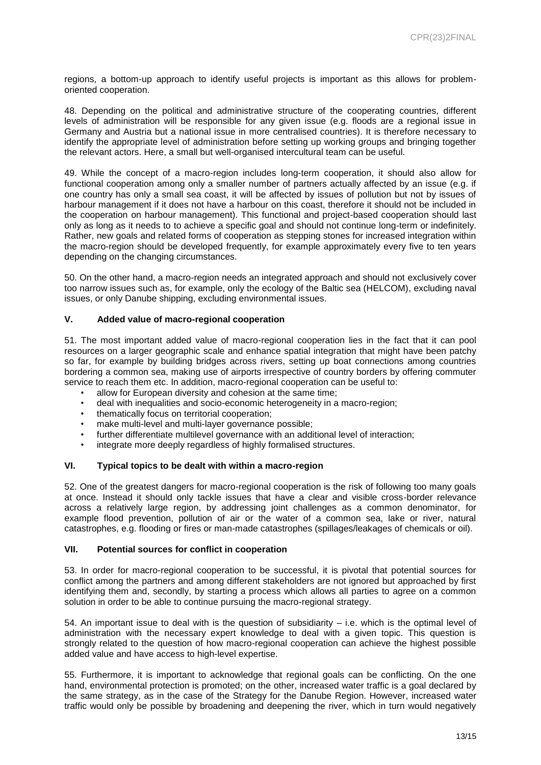regions, a bottom-up approach to identify useful projects is important as this allows for problem-oriented cooperation.

48. Depending on the political and administrative structure of the cooperating countries, different levels of administration will be responsible for any given issue (e.g. floods are a regional issue in Germany and Austria but a national issue in more centralised countries). It is therefore necessary to identify the appropriate level of administration before setting up working groups and bringing together the relevant actors. Here, a small but well-organised intercultural team can be useful.

49. While the concept of a macro-region includes long-term cooperation, it should also allow for functional cooperation among only a smaller number of partners actually affected by an issue (e.g. if one country has only a small sea coast, it will be affected by issues of pollution but not by issues of harbour management if it does not have a harbour on this coast, therefore it should not be included in the cooperation on harbour management). This functional and project-based cooperation should last only as long as it needs to to achieve a specific goal and should not continue long-term or indefinitely. Rather, new goals and related forms of cooperation as stepping stones for increased integration within the macro-region should be developed frequently, for example approximately every five to ten years depending on the changing circumstances.

50. On the other hand, a macro-region needs an integrated approach and should not exclusively cover too narrow issues such as, for example, only the ecology of the Baltic sea (HELCOM), excluding naval issues, or only Danube shipping, excluding environmental issues.

## V. Added value of macro-regional cooperation

51. The most important added value of macro-regional cooperation lies in the fact that it can pool resources on a larger geographic scale and enhance spatial integration that might have been patchy so far, for example by building bridges across rivers, setting up boat connections among countries bordering a common sea, making use of airports irrespective of country borders by offering commuter service to reach them etc. In addition, macro-regional cooperation can be useful to:

- allow for European diversity and cohesion at the same time;
- deal with inequalities and socio-economic heterogeneity in a macro-region;
- thematically focus on territorial cooperation;
- make multi-level and multi-layer governance possible;
- further differentiate multilevel governance with an additional level of interaction;
- integrate more deeply regardless of highly formalised structures.

## VI. Typical topics to be dealt with within a macro-region

52. One of the greatest dangers for macro-regional cooperation is the risk of following too many goals at once. Instead it should only tackle issues that have a clear and visible cross-border relevance across a relatively large region, by addressing joint challenges as a common denominator, for example flood prevention, pollution of air or the water of a common sea, lake or river, natural catastrophes, e.g. flooding or fires or man-made catastrophes (spillages/leakages of chemicals or oil).

## VII. Potential sources for conflict in cooperation

53. In order for macro-regional cooperation to be successful, it is pivotal that potential sources for conflict among the partners and among different stakeholders are not ignored but approached by first identifying them and, secondly, by starting a process which allows all parties to agree on a common solution in order to be able to continue pursuing the macro-regional strategy.

54. An important issue to deal with is the question of subsidiarity – i.e. which is the optimal level of administration with the necessary expert knowledge to deal with a given topic. This question is strongly related to the question of how macro-regional cooperation can achieve the highest possible added value and have access to high-level expertise.

55. Furthermore, it is important to acknowledge that regional goals can be conflicting. On the one hand, environmental protection is promoted; on the other, increased water traffic is a goal declared by the same strategy, as in the case of the Strategy for the Danube Region. However, increased water traffic would only be possible by broadening and deepening the river, which in turn would negatively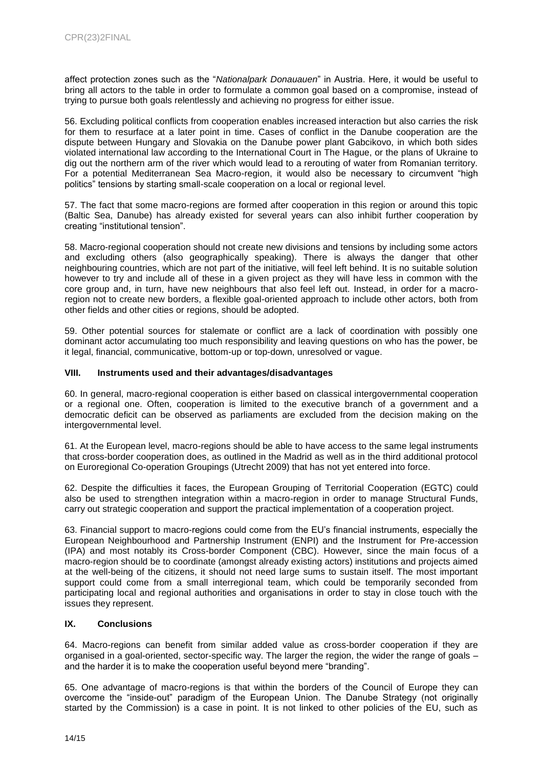affect protection zones such as the "*Nationalpark Donauauen*" in Austria. Here, it would be useful to bring all actors to the table in order to formulate a common goal based on a compromise, instead of trying to pursue both goals relentlessly and achieving no progress for either issue.

56. Excluding political conflicts from cooperation enables increased interaction but also carries the risk for them to resurface at a later point in time. Cases of conflict in the Danube cooperation are the dispute between Hungary and Slovakia on the Danube power plant Gabcikovo, in which both sides violated international law according to the International Court in The Hague, or the plans of Ukraine to dig out the northern arm of the river which would lead to a rerouting of water from Romanian territory. For a potential Mediterranean Sea Macro-region, it would also be necessary to circumvent "high politics" tensions by starting small-scale cooperation on a local or regional level.

57. The fact that some macro-regions are formed after cooperation in this region or around this topic (Baltic Sea, Danube) has already existed for several years can also inhibit further cooperation by creating "institutional tension".

58. Macro-regional cooperation should not create new divisions and tensions by including some actors and excluding others (also geographically speaking). There is always the danger that other neighbouring countries, which are not part of the initiative, will feel left behind. It is no suitable solution however to try and include all of these in a given project as they will have less in common with the core group and, in turn, have new neighbours that also feel left out. Instead, in order for a macro-region not to create new borders, a flexible goal-oriented approach to include other actors, both from other fields and other cities or regions, should be adopted.

59. Other potential sources for stalemate or conflict are a lack of coordination with possibly one dominant actor accumulating too much responsibility and leaving questions on who has the power, be it legal, financial, communicative, bottom-up or top-down, unresolved or vague.

## VIII. Instruments used and their advantages/disadvantages

60. In general, macro-regional cooperation is either based on classical intergovernmental cooperation or a regional one. Often, cooperation is limited to the executive branch of a government and a democratic deficit can be observed as parliaments are excluded from the decision making on the intergovernmental level.

61. At the European level, macro-regions should be able to have access to the same legal instruments that cross-border cooperation does, as outlined in the Madrid as well as in the third additional protocol on Euroregional Co-operation Groupings (Utrecht 2009) that has not yet entered into force.

62. Despite the difficulties it faces, the European Grouping of Territorial Cooperation (EGTC) could also be used to strengthen integration within a macro-region in order to manage Structural Funds, carry out strategic cooperation and support the practical implementation of a cooperation project.

63. Financial support to macro-regions could come from the EU's financial instruments, especially the European Neighbourhood and Partnership Instrument (ENPI) and the Instrument for Pre-accession (IPA) and most notably its Cross-border Component (CBC). However, since the main focus of a macro-region should be to coordinate (amongst already existing actors) institutions and projects aimed at the well-being of the citizens, it should not need large sums to sustain itself. The most important support could come from a small interregional team, which could be temporarily seconded from participating local and regional authorities and organisations in order to stay in close touch with the issues they represent.

## IX. Conclusions

64. Macro-regions can benefit from similar added value as cross-border cooperation if they are organised in a goal-oriented, sector-specific way. The larger the region, the wider the range of goals – and the harder it is to make the cooperation useful beyond mere "branding".

65. One advantage of macro-regions is that within the borders of the Council of Europe they can overcome the "inside-out" paradigm of the European Union. The Danube Strategy (not originally started by the Commission) is a case in point. It is not linked to other policies of the EU, such as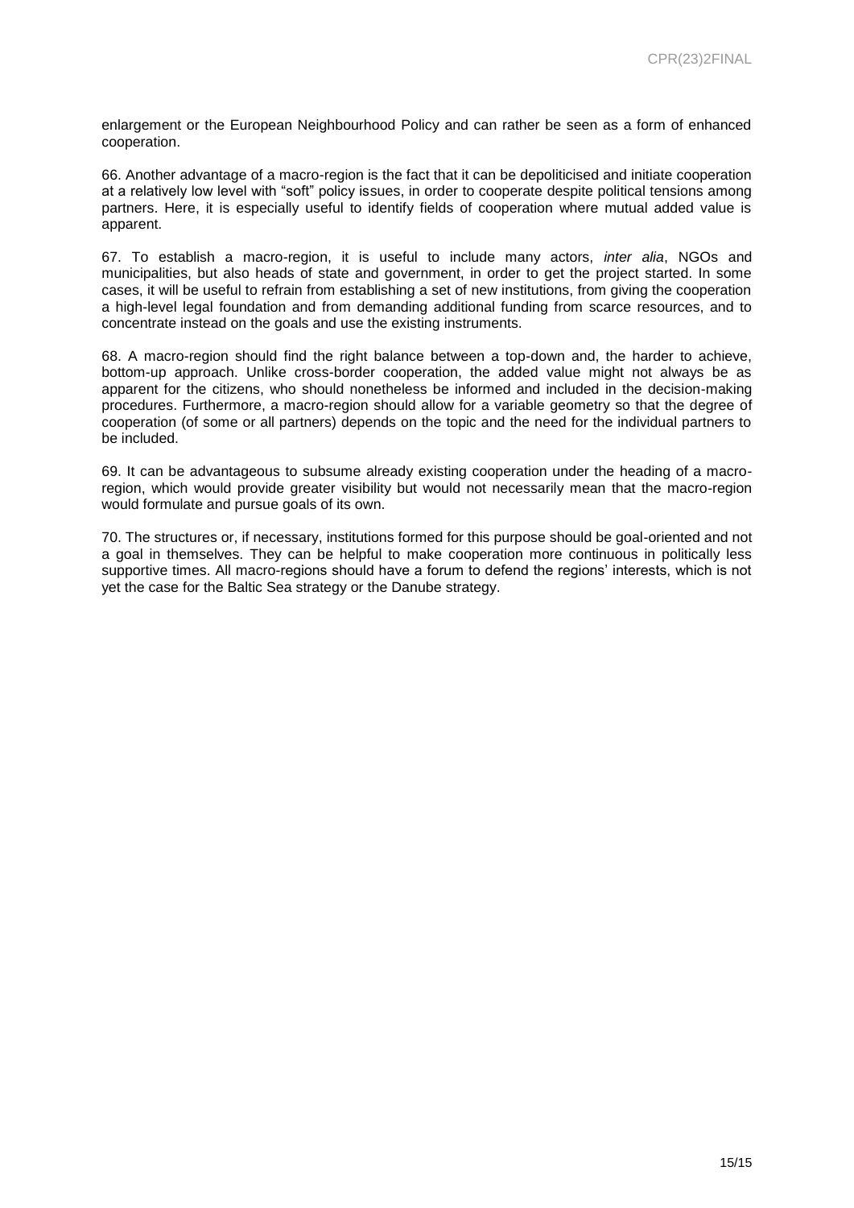enlargement or the European Neighbourhood Policy and can rather be seen as a form of enhanced cooperation.

66. Another advantage of a macro-region is the fact that it can be depoliticised and initiate cooperation at a relatively low level with "soft" policy issues, in order to cooperate despite political tensions among partners. Here, it is especially useful to identify fields of cooperation where mutual added value is apparent.

67. To establish a macro-region, it is useful to include many actors, *inter alia*, NGOs and municipalities, but also heads of state and government, in order to get the project started. In some cases, it will be useful to refrain from establishing a set of new institutions, from giving the cooperation a high-level legal foundation and from demanding additional funding from scarce resources, and to concentrate instead on the goals and use the existing instruments.

68. A macro-region should find the right balance between a top-down and, the harder to achieve, bottom-up approach. Unlike cross-border cooperation, the added value might not always be as apparent for the citizens, who should nonetheless be informed and included in the decision-making procedures. Furthermore, a macro-region should allow for a variable geometry so that the degree of cooperation (of some or all partners) depends on the topic and the need for the individual partners to be included.

69. It can be advantageous to subsume already existing cooperation under the heading of a macro-region, which would provide greater visibility but would not necessarily mean that the macro-region would formulate and pursue goals of its own.

70. The structures or, if necessary, institutions formed for this purpose should be goal-oriented and not a goal in themselves. They can be helpful to make cooperation more continuous in politically less supportive times. All macro-regions should have a forum to defend the regions' interests, which is not yet the case for the Baltic Sea strategy or the Danube strategy.